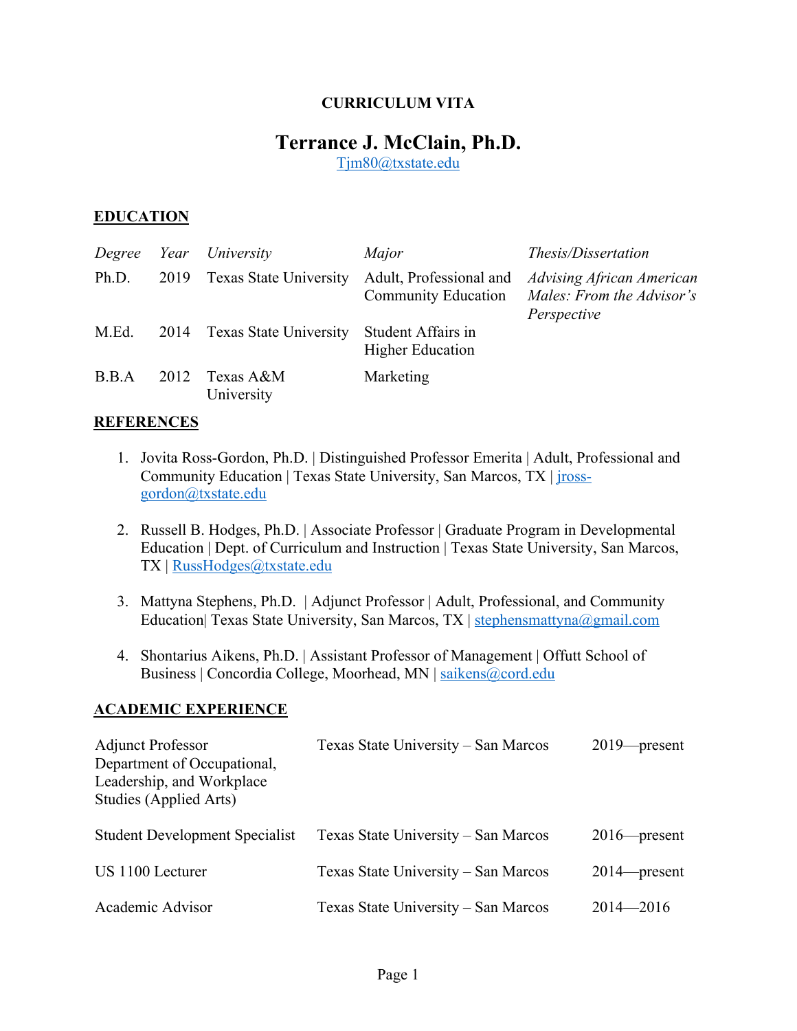**CURRICULUM VITA**

# Terrance J. McClain, Ph.D.

Tjm80@txstate.edu

## EDUCATION

| *Degree* | *Year* | *University* | *Major* | *Thesis/Dissertation* |
|---|---|---|---|---|
| Ph.D. | 2019 | Texas State University | Adult, Professional and Community Education | *Advising African American Males: From the Advisor's Perspective* |
| M.Ed. | 2014 | Texas State University | Student Affairs in Higher Education | |
| B.B.A | 2012 | Texas A&M University | Marketing | |

## REFERENCES

1. Jovita Ross-Gordon, Ph.D. | Distinguished Professor Emerita | Adult, Professional and Community Education | Texas State University, San Marcos, TX | jross-gordon@txstate.edu

2. Russell B. Hodges, Ph.D. | Associate Professor | Graduate Program in Developmental Education | Dept. of Curriculum and Instruction | Texas State University, San Marcos, TX | RussHodges@txstate.edu

3. Mattyna Stephens, Ph.D. | Adjunct Professor | Adult, Professional, and Community Education| Texas State University, San Marcos, TX | stephensmattyna@gmail.com

4. Shontarius Aikens, Ph.D. | Assistant Professor of Management | Offutt School of Business | Concordia College, Moorhead, MN | saikens@cord.edu

## ACADEMIC EXPERIENCE

| | | |
|---|---|---|
| Adjunct Professor Department of Occupational, Leadership, and Workplace Studies (Applied Arts) | Texas State University – San Marcos | 2019—present |
| Student Development Specialist | Texas State University – San Marcos | 2016—present |
| US 1100 Lecturer | Texas State University – San Marcos | 2014—present |
| Academic Advisor | Texas State University – San Marcos | 2014—2016 |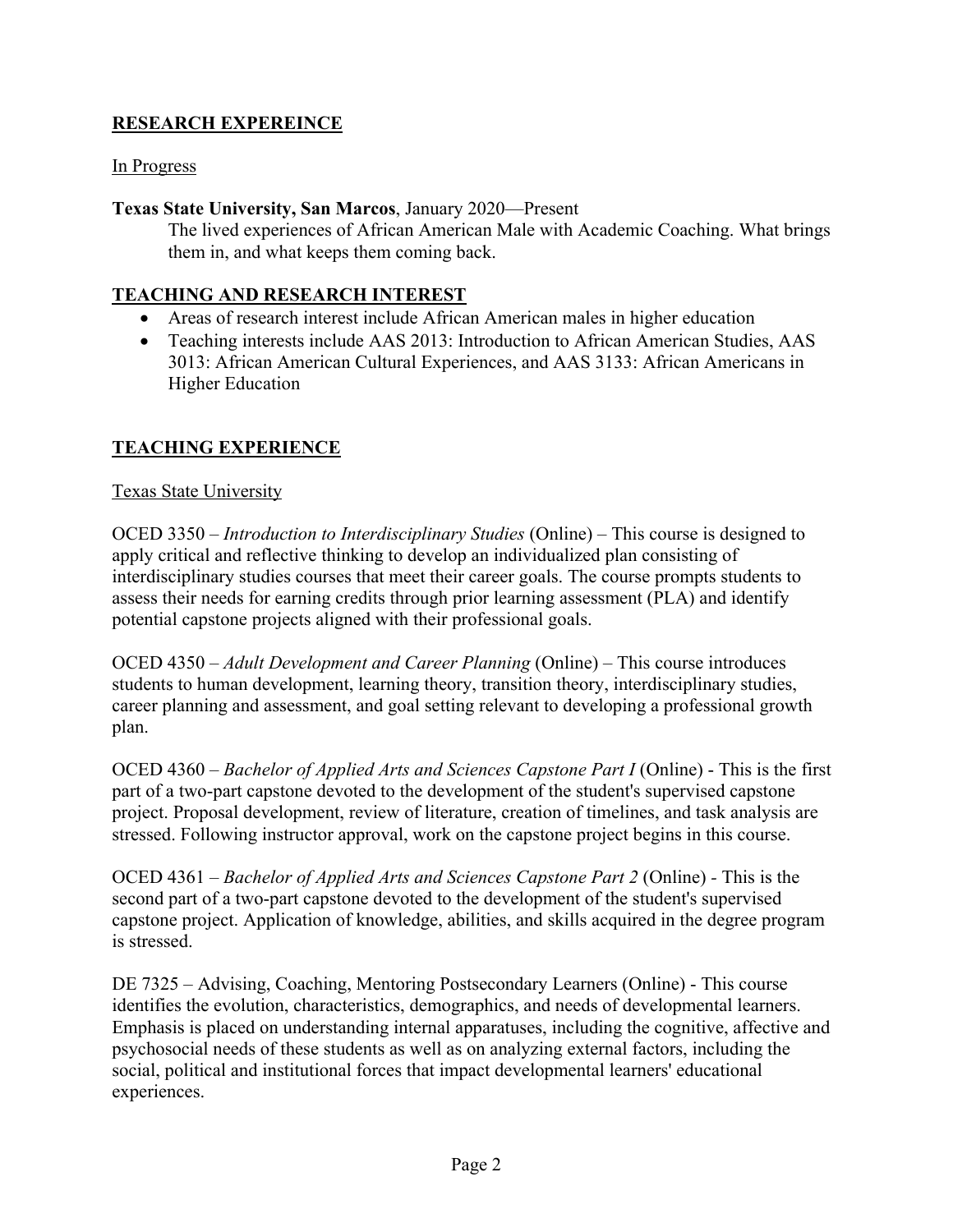## **RESEARCH EXPEREINCE**

In Progress

**Texas State University, San Marcos**, January 2020—Present

The lived experiences of African American Male with Academic Coaching. What brings them in, and what keeps them coming back.

## **TEACHING AND RESEARCH INTEREST**

- Areas of research interest include African American males in higher education
- Teaching interests include AAS 2013: Introduction to African American Studies, AAS 3013: African American Cultural Experiences, and AAS 3133: African Americans in Higher Education

## **TEACHING EXPERIENCE**

Texas State University

OCED 3350 – *Introduction to Interdisciplinary Studies* (Online) – This course is designed to apply critical and reflective thinking to develop an individualized plan consisting of interdisciplinary studies courses that meet their career goals. The course prompts students to assess their needs for earning credits through prior learning assessment (PLA) and identify potential capstone projects aligned with their professional goals.

OCED 4350 – *Adult Development and Career Planning* (Online) – This course introduces students to human development, learning theory, transition theory, interdisciplinary studies, career planning and assessment, and goal setting relevant to developing a professional growth plan.

OCED 4360 – *Bachelor of Applied Arts and Sciences Capstone Part I* (Online) - This is the first part of a two-part capstone devoted to the development of the student's supervised capstone project. Proposal development, review of literature, creation of timelines, and task analysis are stressed. Following instructor approval, work on the capstone project begins in this course.

OCED 4361 – *Bachelor of Applied Arts and Sciences Capstone Part 2* (Online) - This is the second part of a two-part capstone devoted to the development of the student's supervised capstone project. Application of knowledge, abilities, and skills acquired in the degree program is stressed.

DE 7325 – Advising, Coaching, Mentoring Postsecondary Learners (Online) - This course identifies the evolution, characteristics, demographics, and needs of developmental learners. Emphasis is placed on understanding internal apparatuses, including the cognitive, affective and psychosocial needs of these students as well as on analyzing external factors, including the social, political and institutional forces that impact developmental learners' educational experiences.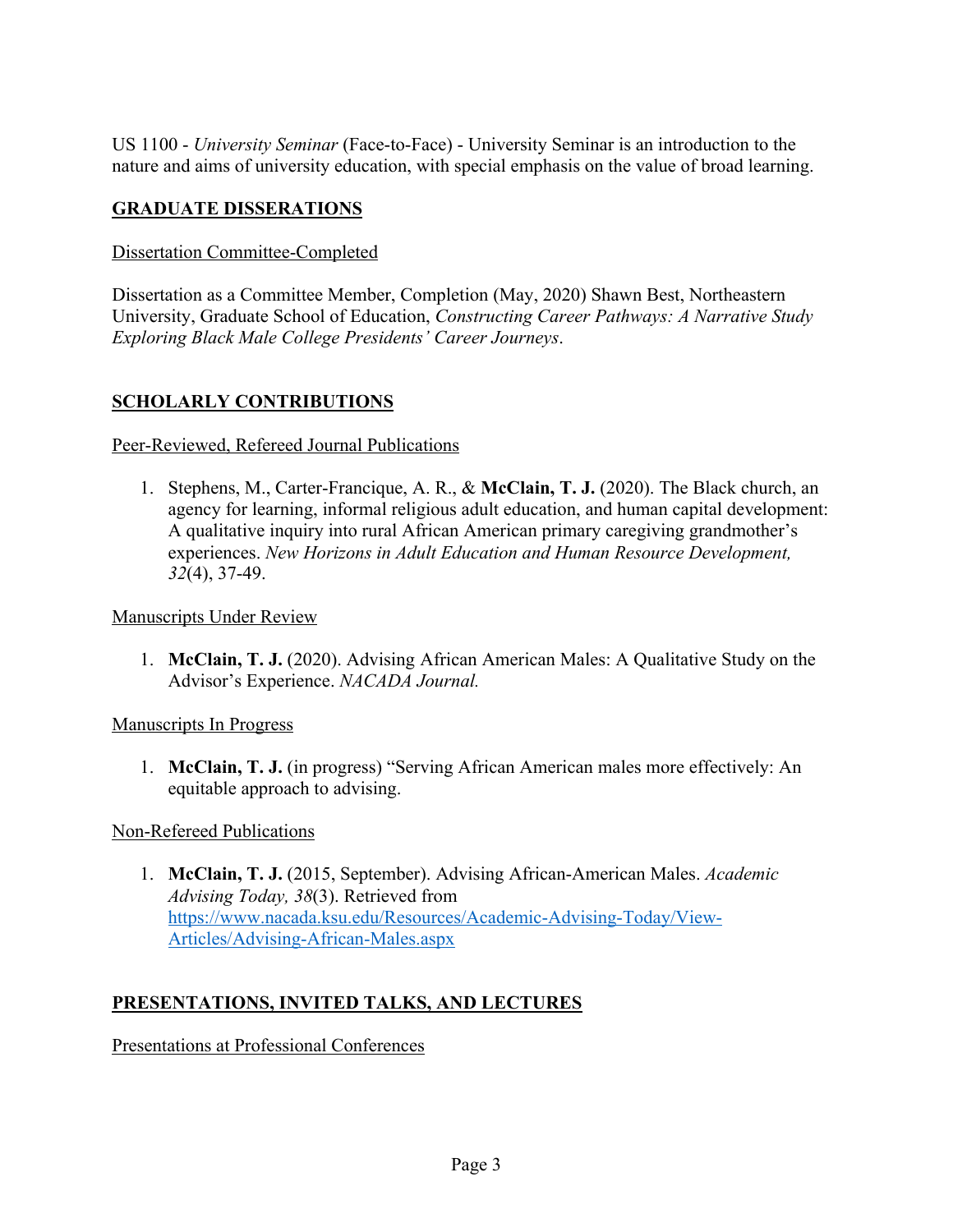US 1100 - *University Seminar* (Face-to-Face) - University Seminar is an introduction to the nature and aims of university education, with special emphasis on the value of broad learning.

## GRADUATE DISSERATIONS

Dissertation Committee-Completed

Dissertation as a Committee Member, Completion (May, 2020) Shawn Best, Northeastern University, Graduate School of Education, *Constructing Career Pathways: A Narrative Study Exploring Black Male College Presidents' Career Journeys*.

## SCHOLARLY CONTRIBUTIONS

Peer-Reviewed, Refereed Journal Publications

1. Stephens, M., Carter-Francique, A. R., & **McClain, T. J.** (2020). The Black church, an agency for learning, informal religious adult education, and human capital development: A qualitative inquiry into rural African American primary caregiving grandmother's experiences. *New Horizons in Adult Education and Human Resource Development, 32*(4), 37-49.

Manuscripts Under Review

1. **McClain, T. J.** (2020). Advising African American Males: A Qualitative Study on the Advisor's Experience. *NACADA Journal.*

Manuscripts In Progress

1. **McClain, T. J.** (in progress) "Serving African American males more effectively: An equitable approach to advising.

Non-Refereed Publications

1. **McClain, T. J.** (2015, September). Advising African-American Males. *Academic Advising Today, 38*(3). Retrieved from https://www.nacada.ksu.edu/Resources/Academic-Advising-Today/View-Articles/Advising-African-Males.aspx

## PRESENTATIONS, INVITED TALKS, AND LECTURES

Presentations at Professional Conferences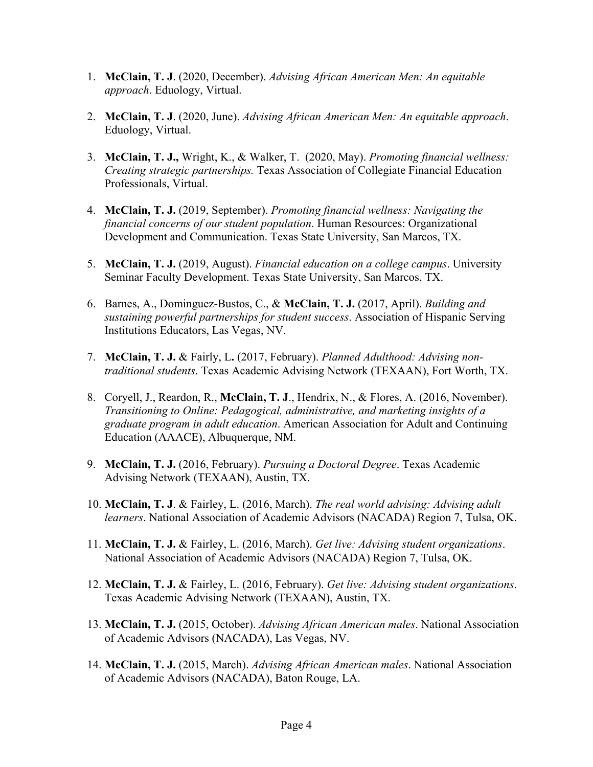1. **McClain, T. J**. (2020, December). *Advising African American Men: An equitable approach*. Eduology, Virtual.

2. **McClain, T. J**. (2020, June). *Advising African American Men: An equitable approach*. Eduology, Virtual.

3. **McClain, T. J.,** Wright, K., & Walker, T. (2020, May). *Promoting financial wellness: Creating strategic partnerships.* Texas Association of Collegiate Financial Education Professionals, Virtual.

4. **McClain, T. J.** (2019, September). *Promoting financial wellness: Navigating the financial concerns of our student population*. Human Resources: Organizational Development and Communication. Texas State University, San Marcos, TX.

5. **McClain, T. J.** (2019, August). *Financial education on a college campus*. University Seminar Faculty Development. Texas State University, San Marcos, TX.

6. Barnes, A., Dominguez-Bustos, C., & **McClain, T. J.** (2017, April). *Building and sustaining powerful partnerships for student success*. Association of Hispanic Serving Institutions Educators, Las Vegas, NV.

7. **McClain, T. J.** & Fairly, L**.** (2017, February). *Planned Adulthood: Advising non-traditional students*. Texas Academic Advising Network (TEXAAN), Fort Worth, TX.

8. Coryell, J., Reardon, R., **McClain, T. J**., Hendrix, N., & Flores, A. (2016, November). *Transitioning to Online: Pedagogical, administrative, and marketing insights of a graduate program in adult education*. American Association for Adult and Continuing Education (AAACE), Albuquerque, NM.

9. **McClain, T. J.** (2016, February). *Pursuing a Doctoral Degree*. Texas Academic Advising Network (TEXAAN), Austin, TX.

10. **McClain, T. J**. & Fairley, L. (2016, March). *The real world advising: Advising adult learners*. National Association of Academic Advisors (NACADA) Region 7, Tulsa, OK.

11. **McClain, T. J.** & Fairley, L. (2016, March). *Get live: Advising student organizations*. National Association of Academic Advisors (NACADA) Region 7, Tulsa, OK.

12. **McClain, T. J.** & Fairley, L. (2016, February). *Get live: Advising student organizations*. Texas Academic Advising Network (TEXAAN), Austin, TX.

13. **McClain, T. J.** (2015, October). *Advising African American males*. National Association of Academic Advisors (NACADA), Las Vegas, NV.

14. **McClain, T. J.** (2015, March). *Advising African American males*. National Association of Academic Advisors (NACADA), Baton Rouge, LA.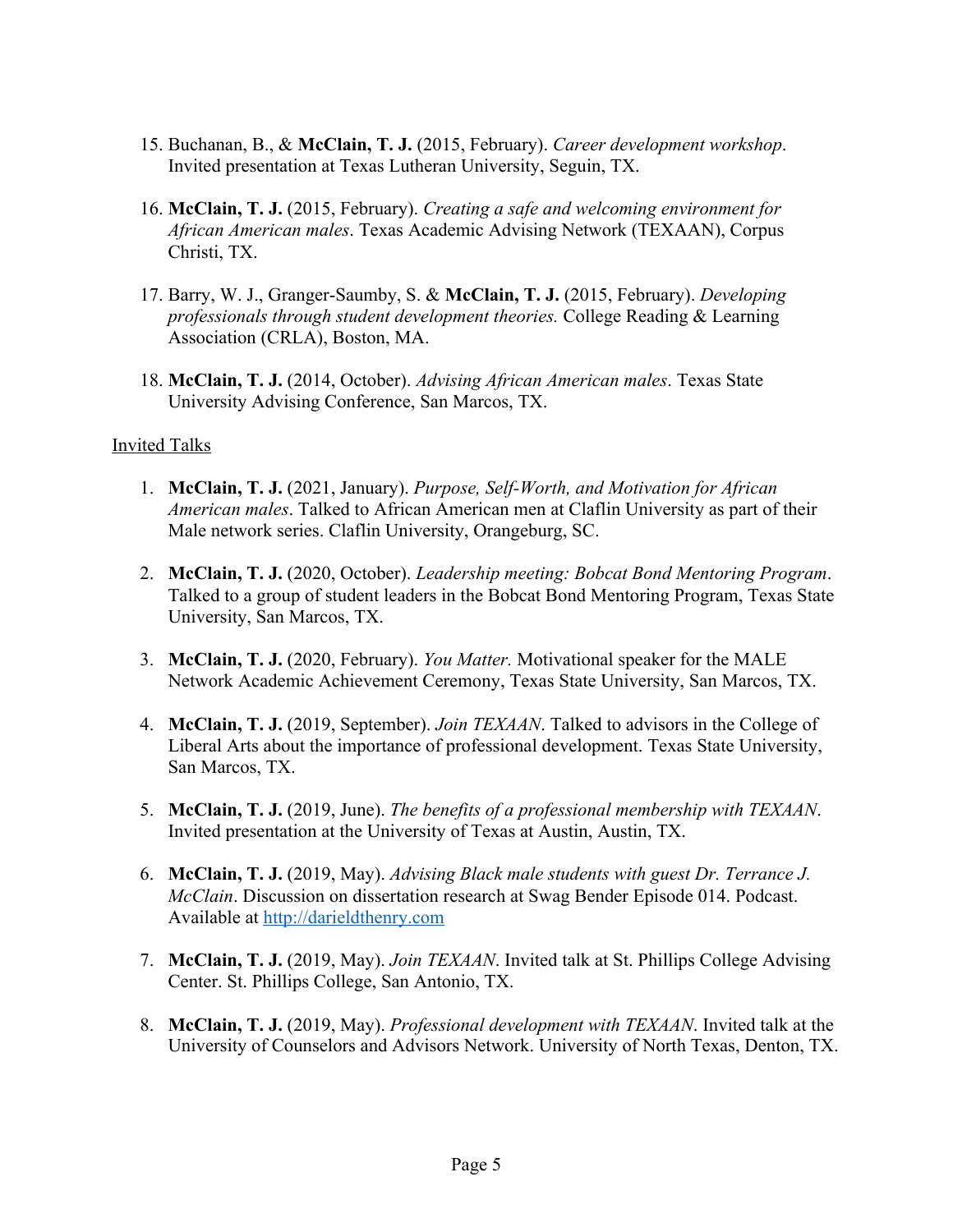15. Buchanan, B., & **McClain, T. J.** (2015, February). *Career development workshop*. Invited presentation at Texas Lutheran University, Seguin, TX.

16. **McClain, T. J.** (2015, February). *Creating a safe and welcoming environment for African American males*. Texas Academic Advising Network (TEXAAN), Corpus Christi, TX.

17. Barry, W. J., Granger-Saumby, S. & **McClain, T. J.** (2015, February). *Developing professionals through student development theories.* College Reading & Learning Association (CRLA), Boston, MA.

18. **McClain, T. J.** (2014, October). *Advising African American males*. Texas State University Advising Conference, San Marcos, TX.

<u>Invited Talks</u>

1. **McClain, T. J.** (2021, January). *Purpose, Self-Worth, and Motivation for African American males*. Talked to African American men at Claflin University as part of their Male network series. Claflin University, Orangeburg, SC.

2. **McClain, T. J.** (2020, October). *Leadership meeting: Bobcat Bond Mentoring Program*. Talked to a group of student leaders in the Bobcat Bond Mentoring Program, Texas State University, San Marcos, TX.

3. **McClain, T. J.** (2020, February). *You Matter.* Motivational speaker for the MALE Network Academic Achievement Ceremony, Texas State University, San Marcos, TX.

4. **McClain, T. J.** (2019, September). *Join TEXAAN*. Talked to advisors in the College of Liberal Arts about the importance of professional development. Texas State University, San Marcos, TX.

5. **McClain, T. J.** (2019, June). *The benefits of a professional membership with TEXAAN*. Invited presentation at the University of Texas at Austin, Austin, TX.

6. **McClain, T. J.** (2019, May). *Advising Black male students with guest Dr. Terrance J. McClain*. Discussion on dissertation research at Swag Bender Episode 014. Podcast. Available at [http://darieldthenry.com](http://darieldthenry.com)

7. **McClain, T. J.** (2019, May). *Join TEXAAN*. Invited talk at St. Phillips College Advising Center. St. Phillips College, San Antonio, TX.

8. **McClain, T. J.** (2019, May). *Professional development with TEXAAN*. Invited talk at the University of Counselors and Advisors Network. University of North Texas, Denton, TX.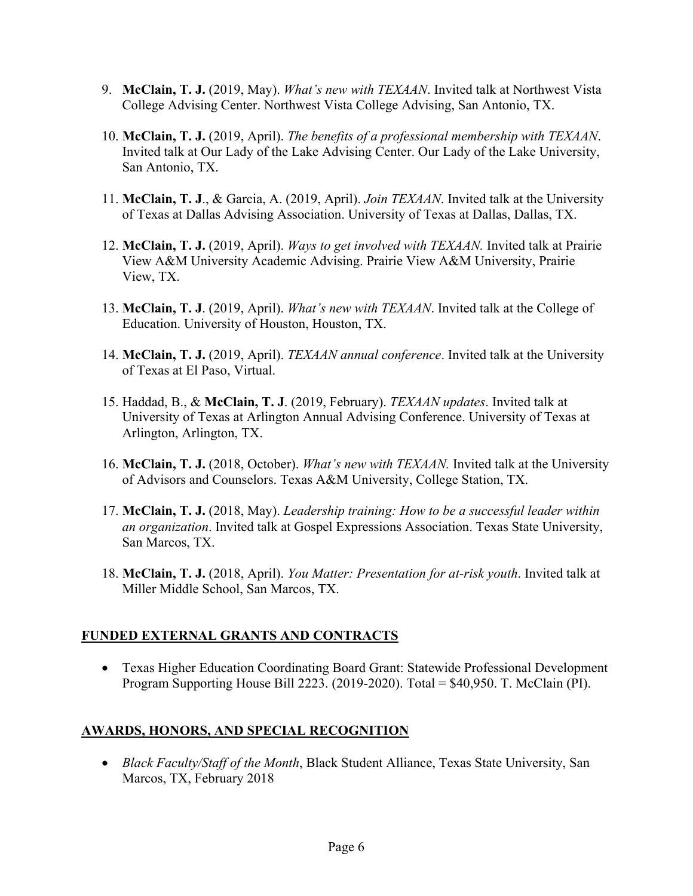9. **McClain, T. J.** (2019, May). *What's new with TEXAAN*. Invited talk at Northwest Vista College Advising Center. Northwest Vista College Advising, San Antonio, TX.

10. **McClain, T. J.** (2019, April). *The benefits of a professional membership with TEXAAN*. Invited talk at Our Lady of the Lake Advising Center. Our Lady of the Lake University, San Antonio, TX.

11. **McClain, T. J**., & Garcia, A. (2019, April). *Join TEXAAN*. Invited talk at the University of Texas at Dallas Advising Association. University of Texas at Dallas, Dallas, TX.

12. **McClain, T. J.** (2019, April). *Ways to get involved with TEXAAN.* Invited talk at Prairie View A&M University Academic Advising. Prairie View A&M University, Prairie View, TX.

13. **McClain, T. J**. (2019, April). *What's new with TEXAAN*. Invited talk at the College of Education. University of Houston, Houston, TX.

14. **McClain, T. J.** (2019, April). *TEXAAN annual conference*. Invited talk at the University of Texas at El Paso, Virtual.

15. Haddad, B., & **McClain, T. J**. (2019, February). *TEXAAN updates*. Invited talk at University of Texas at Arlington Annual Advising Conference. University of Texas at Arlington, Arlington, TX.

16. **McClain, T. J.** (2018, October). *What's new with TEXAAN.* Invited talk at the University of Advisors and Counselors. Texas A&M University, College Station, TX.

17. **McClain, T. J.** (2018, May). *Leadership training: How to be a successful leader within an organization*. Invited talk at Gospel Expressions Association. Texas State University, San Marcos, TX.

18. **McClain, T. J.** (2018, April). *You Matter: Presentation for at-risk youth*. Invited talk at Miller Middle School, San Marcos, TX.

## FUNDED EXTERNAL GRANTS AND CONTRACTS

- Texas Higher Education Coordinating Board Grant: Statewide Professional Development Program Supporting House Bill 2223. (2019-2020). Total = $40,950. T. McClain (PI).

## AWARDS, HONORS, AND SPECIAL RECOGNITION

- *Black Faculty/Staff of the Month*, Black Student Alliance, Texas State University, San Marcos, TX, February 2018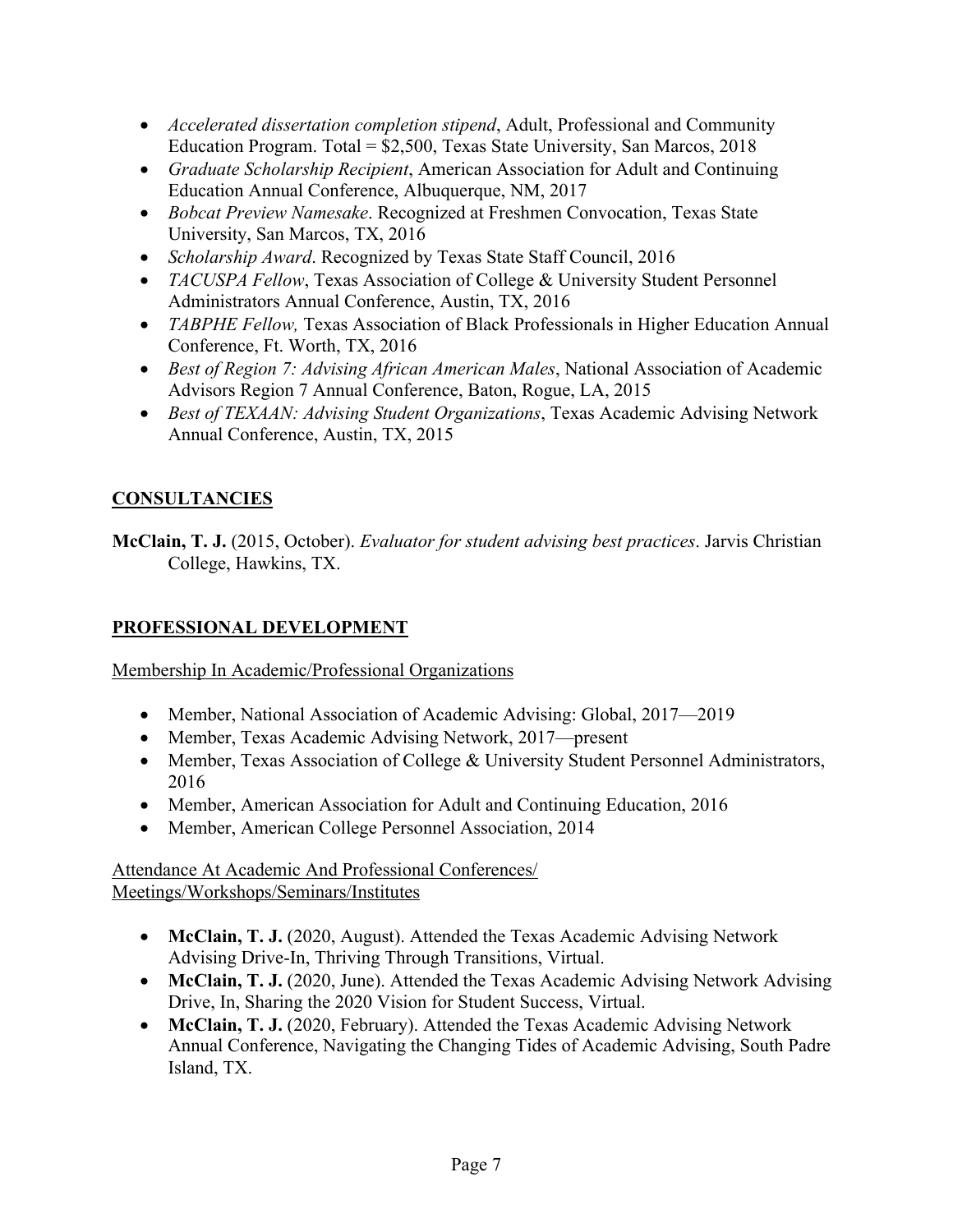- *Accelerated dissertation completion stipend*, Adult, Professional and Community Education Program. Total = $2,500, Texas State University, San Marcos, 2018
- *Graduate Scholarship Recipient*, American Association for Adult and Continuing Education Annual Conference, Albuquerque, NM, 2017
- *Bobcat Preview Namesake*. Recognized at Freshmen Convocation, Texas State University, San Marcos, TX, 2016
- *Scholarship Award*. Recognized by Texas State Staff Council, 2016
- *TACUSPA Fellow*, Texas Association of College & University Student Personnel Administrators Annual Conference, Austin, TX, 2016
- *TABPHE Fellow,* Texas Association of Black Professionals in Higher Education Annual Conference, Ft. Worth, TX, 2016
- *Best of Region 7: Advising African American Males*, National Association of Academic Advisors Region 7 Annual Conference, Baton, Rogue, LA, 2015
- *Best of TEXAAN: Advising Student Organizations*, Texas Academic Advising Network Annual Conference, Austin, TX, 2015

## CONSULTANCIES

**McClain, T. J.** (2015, October). *Evaluator for student advising best practices*. Jarvis Christian College, Hawkins, TX.

## PROFESSIONAL DEVELOPMENT

Membership In Academic/Professional Organizations

- Member, National Association of Academic Advising: Global, 2017—2019
- Member, Texas Academic Advising Network, 2017—present
- Member, Texas Association of College & University Student Personnel Administrators, 2016
- Member, American Association for Adult and Continuing Education, 2016
- Member, American College Personnel Association, 2014

Attendance At Academic And Professional Conferences/ Meetings/Workshops/Seminars/Institutes

- **McClain, T. J.** (2020, August). Attended the Texas Academic Advising Network Advising Drive-In, Thriving Through Transitions, Virtual.
- **McClain, T. J.** (2020, June). Attended the Texas Academic Advising Network Advising Drive, In, Sharing the 2020 Vision for Student Success, Virtual.
- **McClain, T. J.** (2020, February). Attended the Texas Academic Advising Network Annual Conference, Navigating the Changing Tides of Academic Advising, South Padre Island, TX.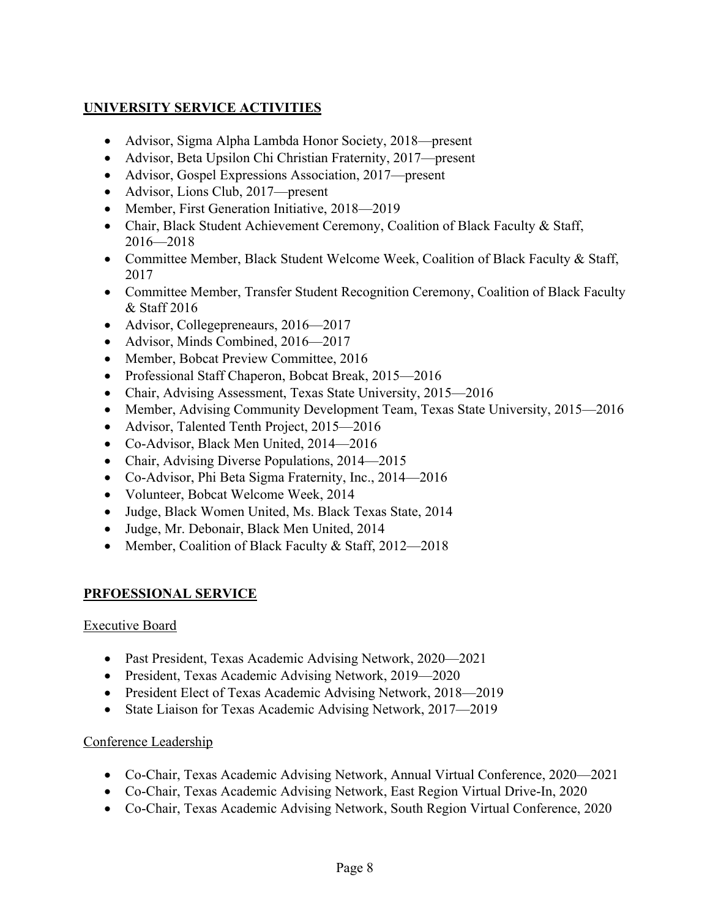## **UNIVERSITY SERVICE ACTIVITIES**

- Advisor, Sigma Alpha Lambda Honor Society, 2018—present
- Advisor, Beta Upsilon Chi Christian Fraternity, 2017—present
- Advisor, Gospel Expressions Association, 2017—present
- Advisor, Lions Club, 2017—present
- Member, First Generation Initiative, 2018—2019
- Chair, Black Student Achievement Ceremony, Coalition of Black Faculty & Staff, 2016—2018
- Committee Member, Black Student Welcome Week, Coalition of Black Faculty & Staff, 2017
- Committee Member, Transfer Student Recognition Ceremony, Coalition of Black Faculty & Staff 2016
- Advisor, Collegepreneaurs, 2016—2017
- Advisor, Minds Combined, 2016—2017
- Member, Bobcat Preview Committee, 2016
- Professional Staff Chaperon, Bobcat Break, 2015—2016
- Chair, Advising Assessment, Texas State University, 2015—2016
- Member, Advising Community Development Team, Texas State University, 2015—2016
- Advisor, Talented Tenth Project, 2015—2016
- Co-Advisor, Black Men United, 2014—2016
- Chair, Advising Diverse Populations, 2014—2015
- Co-Advisor, Phi Beta Sigma Fraternity, Inc., 2014—2016
- Volunteer, Bobcat Welcome Week, 2014
- Judge, Black Women United, Ms. Black Texas State, 2014
- Judge, Mr. Debonair, Black Men United, 2014
- Member, Coalition of Black Faculty & Staff, 2012—2018

## **PRFOESSIONAL SERVICE**

### Executive Board

- Past President, Texas Academic Advising Network, 2020—2021
- President, Texas Academic Advising Network, 2019—2020
- President Elect of Texas Academic Advising Network, 2018—2019
- State Liaison for Texas Academic Advising Network, 2017—2019

### Conference Leadership

- Co-Chair, Texas Academic Advising Network, Annual Virtual Conference, 2020—2021
- Co-Chair, Texas Academic Advising Network, East Region Virtual Drive-In, 2020
- Co-Chair, Texas Academic Advising Network, South Region Virtual Conference, 2020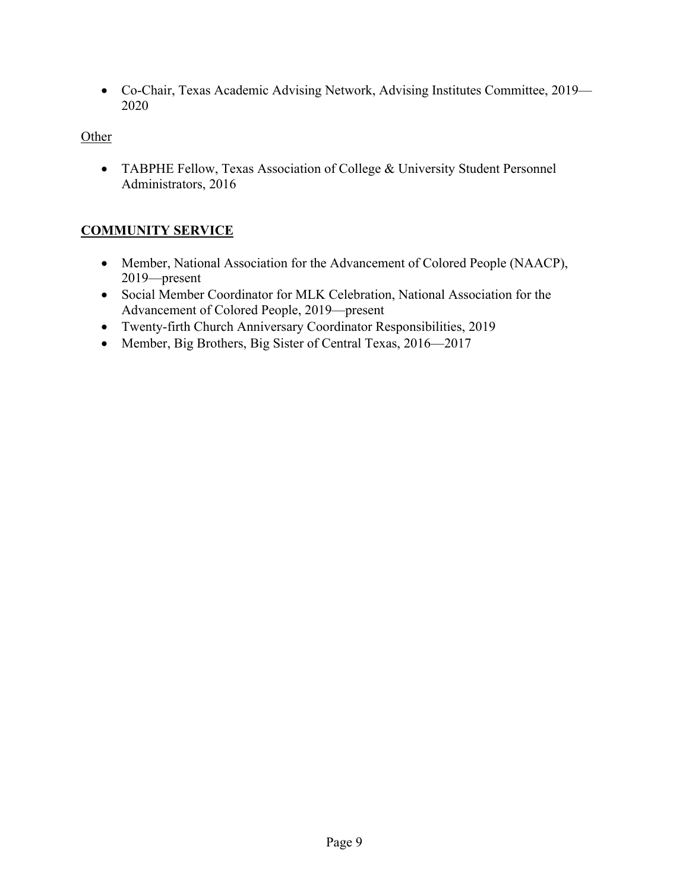- Co-Chair, Texas Academic Advising Network, Advising Institutes Committee, 2019—2020

<u>Other</u>

- TABPHE Fellow, Texas Association of College & University Student Personnel Administrators, 2016

## COMMUNITY SERVICE

- Member, National Association for the Advancement of Colored People (NAACP), 2019—present
- Social Member Coordinator for MLK Celebration, National Association for the Advancement of Colored People, 2019—present
- Twenty-firth Church Anniversary Coordinator Responsibilities, 2019
- Member, Big Brothers, Big Sister of Central Texas, 2016—2017